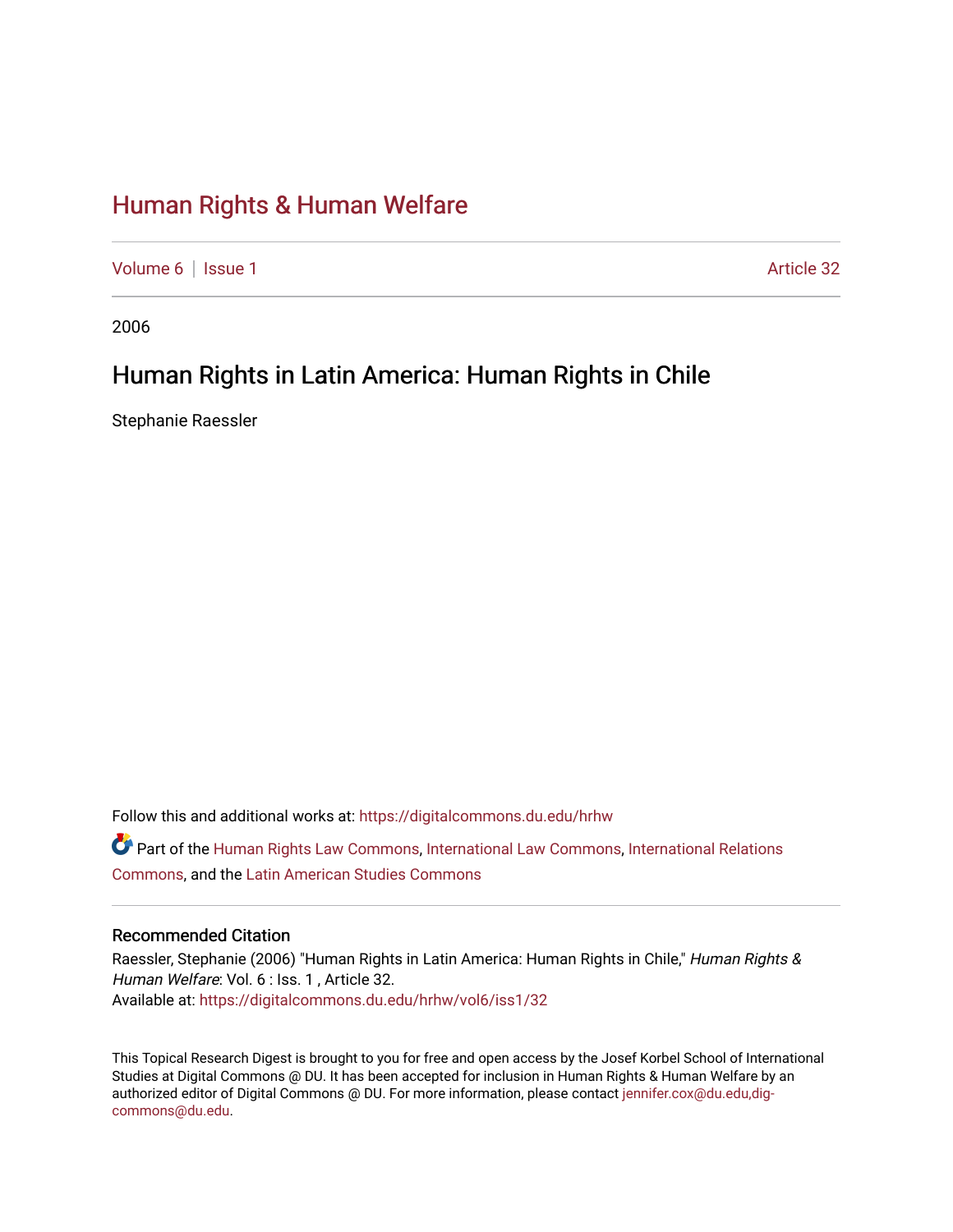# Human Rights & Human Welfare

Volume 6 | Issue 1 Article 32

2006

## Human Rights in Latin America: Human Rights in Chile

Stephanie Raessler

Follow this and additional works at: https://digitalcommons.du.edu/hrhw

Part of the Human Rights Law Commons, International Law Commons, International Relations Commons, and the Latin American Studies Commons

### Recommended Citation

Raessler, Stephanie (2006) "Human Rights in Latin America: Human Rights in Chile," *Human Rights & Human Welfare*: Vol. 6 : Iss. 1 , Article 32.
Available at: https://digitalcommons.du.edu/hrhw/vol6/iss1/32

This Topical Research Digest is brought to you for free and open access by the Josef Korbel School of International Studies at Digital Commons @ DU. It has been accepted for inclusion in Human Rights & Human Welfare by an authorized editor of Digital Commons @ DU. For more information, please contact jennifer.cox@du.edu,dig-commons@du.edu.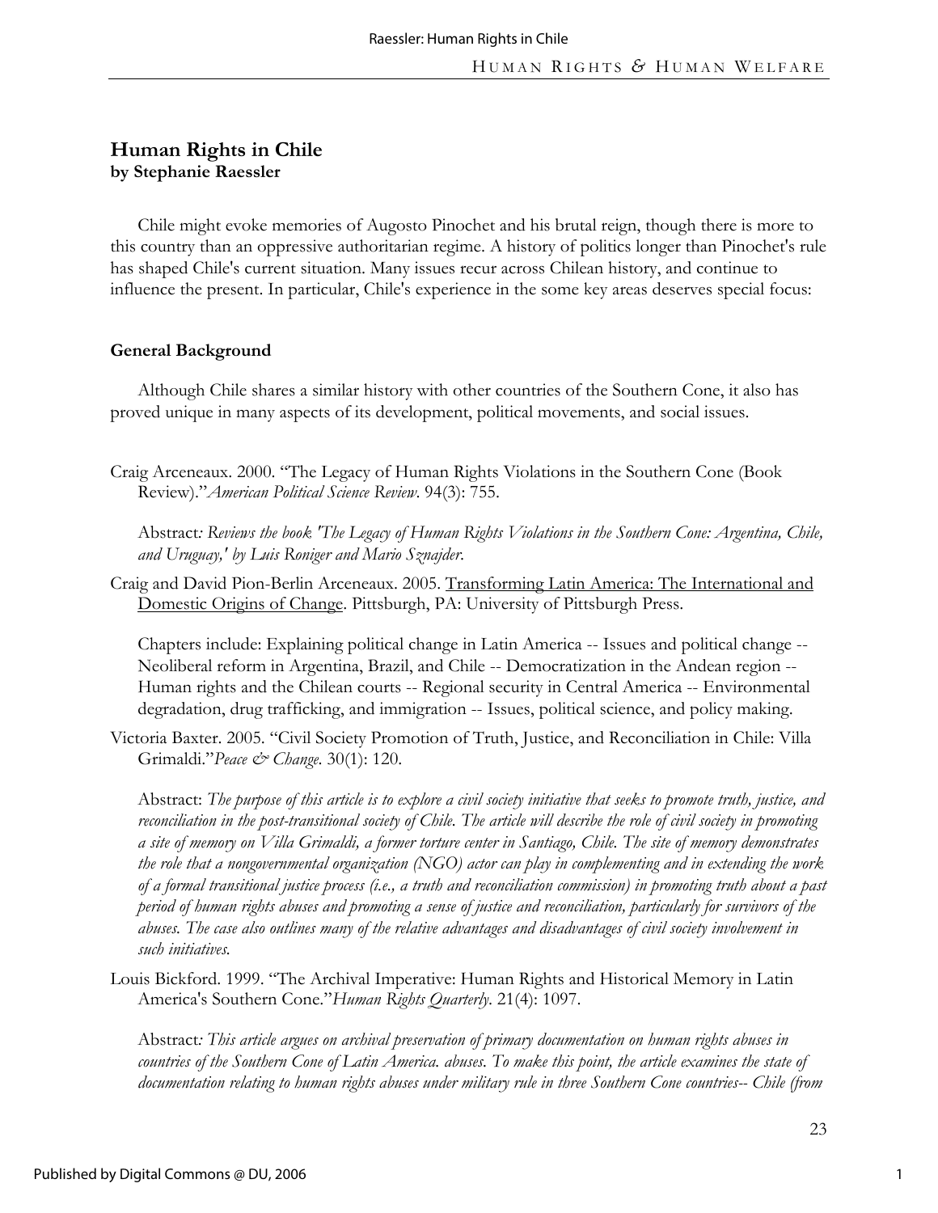## Human Rights in Chile
**by Stephanie Raessler**

Chile might evoke memories of Augosto Pinochet and his brutal reign, though there is more to this country than an oppressive authoritarian regime. A history of politics longer than Pinochet's rule has shaped Chile's current situation. Many issues recur across Chilean history, and continue to influence the present. In particular, Chile's experience in the some key areas deserves special focus:

### General Background

Although Chile shares a similar history with other countries of the Southern Cone, it also has proved unique in many aspects of its development, political movements, and social issues.

Craig Arceneaux. 2000. "The Legacy of Human Rights Violations in the Southern Cone (Book Review)."*American Political Science Review*. 94(3): 755.

Abstract*: Reviews the book 'The Legacy of Human Rights Violations in the Southern Cone: Argentina, Chile, and Uruguay,' by Luis Roniger and Mario Sznajder.*

Craig and David Pion-Berlin Arceneaux. 2005. Transforming Latin America: The International and Domestic Origins of Change. Pittsburgh, PA: University of Pittsburgh Press.

Chapters include: Explaining political change in Latin America -- Issues and political change -- Neoliberal reform in Argentina, Brazil, and Chile -- Democratization in the Andean region -- Human rights and the Chilean courts -- Regional security in Central America -- Environmental degradation, drug trafficking, and immigration -- Issues, political science, and policy making.

Victoria Baxter. 2005. "Civil Society Promotion of Truth, Justice, and Reconciliation in Chile: Villa Grimaldi."*Peace & Change*. 30(1): 120.

Abstract: *The purpose of this article is to explore a civil society initiative that seeks to promote truth, justice, and reconciliation in the post-transitional society of Chile. The article will describe the role of civil society in promoting a site of memory on Villa Grimaldi, a former torture center in Santiago, Chile. The site of memory demonstrates the role that a nongovernmental organization (NGO) actor can play in complementing and in extending the work of a formal transitional justice process (i.e., a truth and reconciliation commission) in promoting truth about a past period of human rights abuses and promoting a sense of justice and reconciliation, particularly for survivors of the abuses. The case also outlines many of the relative advantages and disadvantages of civil society involvement in such initiatives.*

Louis Bickford. 1999. "The Archival Imperative: Human Rights and Historical Memory in Latin America's Southern Cone."*Human Rights Quarterly*. 21(4): 1097.

Abstract*: This article argues on archival preservation of primary documentation on human rights abuses in countries of the Southern Cone of Latin America. abuses. To make this point, the article examines the state of documentation relating to human rights abuses under military rule in three Southern Cone countries-- Chile (from*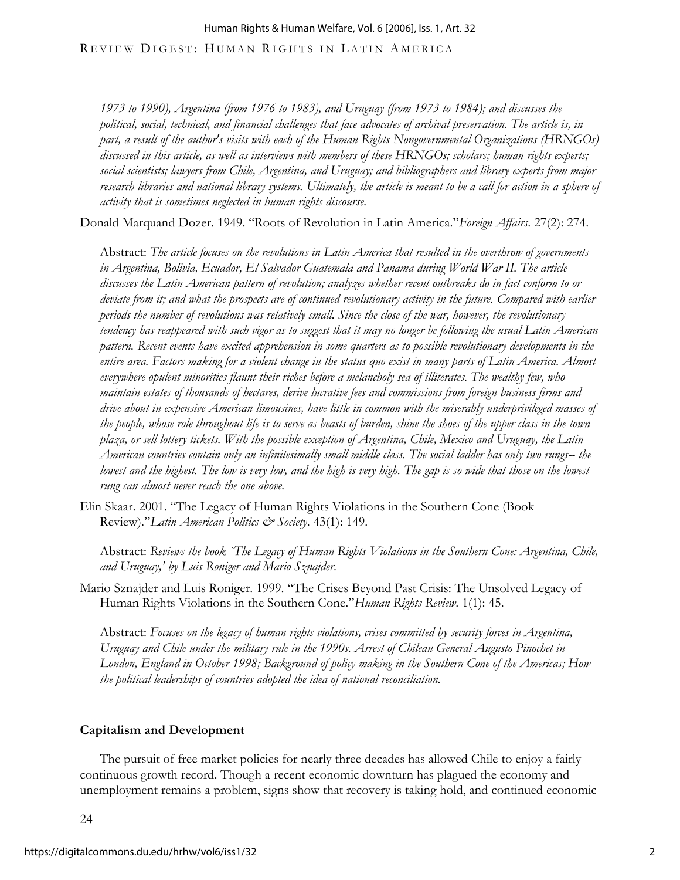*1973 to 1990), Argentina (from 1976 to 1983), and Uruguay (from 1973 to 1984); and discusses the political, social, technical, and financial challenges that face advocates of archival preservation. The article is, in part, a result of the author's visits with each of the Human Rights Nongovernmental Organizations (HRNGOs) discussed in this article, as well as interviews with members of these HRNGOs; scholars; human rights experts; social scientists; lawyers from Chile, Argentina, and Uruguay; and bibliographers and library experts from major research libraries and national library systems. Ultimately, the article is meant to be a call for action in a sphere of activity that is sometimes neglected in human rights discourse.*

Donald Marquand Dozer. 1949. "Roots of Revolution in Latin America."*Foreign Affairs*. 27(2): 274.

Abstract: *The article focuses on the revolutions in Latin America that resulted in the overthrow of governments in Argentina, Bolivia, Ecuador, El Salvador Guatemala and Panama during World War II. The article discusses the Latin American pattern of revolution; analyzes whether recent outbreaks do in fact conform to or deviate from it; and what the prospects are of continued revolutionary activity in the future. Compared with earlier periods the number of revolutions was relatively small. Since the close of the war, however, the revolutionary tendency has reappeared with such vigor as to suggest that it may no longer be following the usual Latin American pattern. Recent events have excited apprehension in some quarters as to possible revolutionary developments in the entire area. Factors making for a violent change in the status quo exist in many parts of Latin America. Almost everywhere opulent minorities flaunt their riches before a melancholy sea of illiterates. The wealthy few, who maintain estates of thousands of hectares, derive lucrative fees and commissions from foreign business firms and drive about in expensive American limousines, have little in common with the miserably underprivileged masses of the people, whose role throughout life is to serve as beasts of burden, shine the shoes of the upper class in the town plaza, or sell lottery tickets. With the possible exception of Argentina, Chile, Mexico and Uruguay, the Latin American countries contain only an infinitesimally small middle class. The social ladder has only two rungs-- the lowest and the highest. The low is very low, and the high is very high. The gap is so wide that those on the lowest rung can almost never reach the one above.*

Elin Skaar. 2001. "The Legacy of Human Rights Violations in the Southern Cone (Book Review)."*Latin American Politics & Society*. 43(1): 149.

Abstract: *Reviews the book `The Legacy of Human Rights Violations in the Southern Cone: Argentina, Chile, and Uruguay,' by Luis Roniger and Mario Sznajder.*

Mario Sznajder and Luis Roniger. 1999. "The Crises Beyond Past Crisis: The Unsolved Legacy of Human Rights Violations in the Southern Cone."*Human Rights Review*. 1(1): 45.

Abstract: *Focuses on the legacy of human rights violations, crises committed by security forces in Argentina, Uruguay and Chile under the military rule in the 1990s. Arrest of Chilean General Augusto Pinochet in London, England in October 1998; Background of policy making in the Southern Cone of the Americas; How the political leaderships of countries adopted the idea of national reconciliation.*

## Capitalism and Development

The pursuit of free market policies for nearly three decades has allowed Chile to enjoy a fairly continuous growth record. Though a recent economic downturn has plagued the economy and unemployment remains a problem, signs show that recovery is taking hold, and continued economic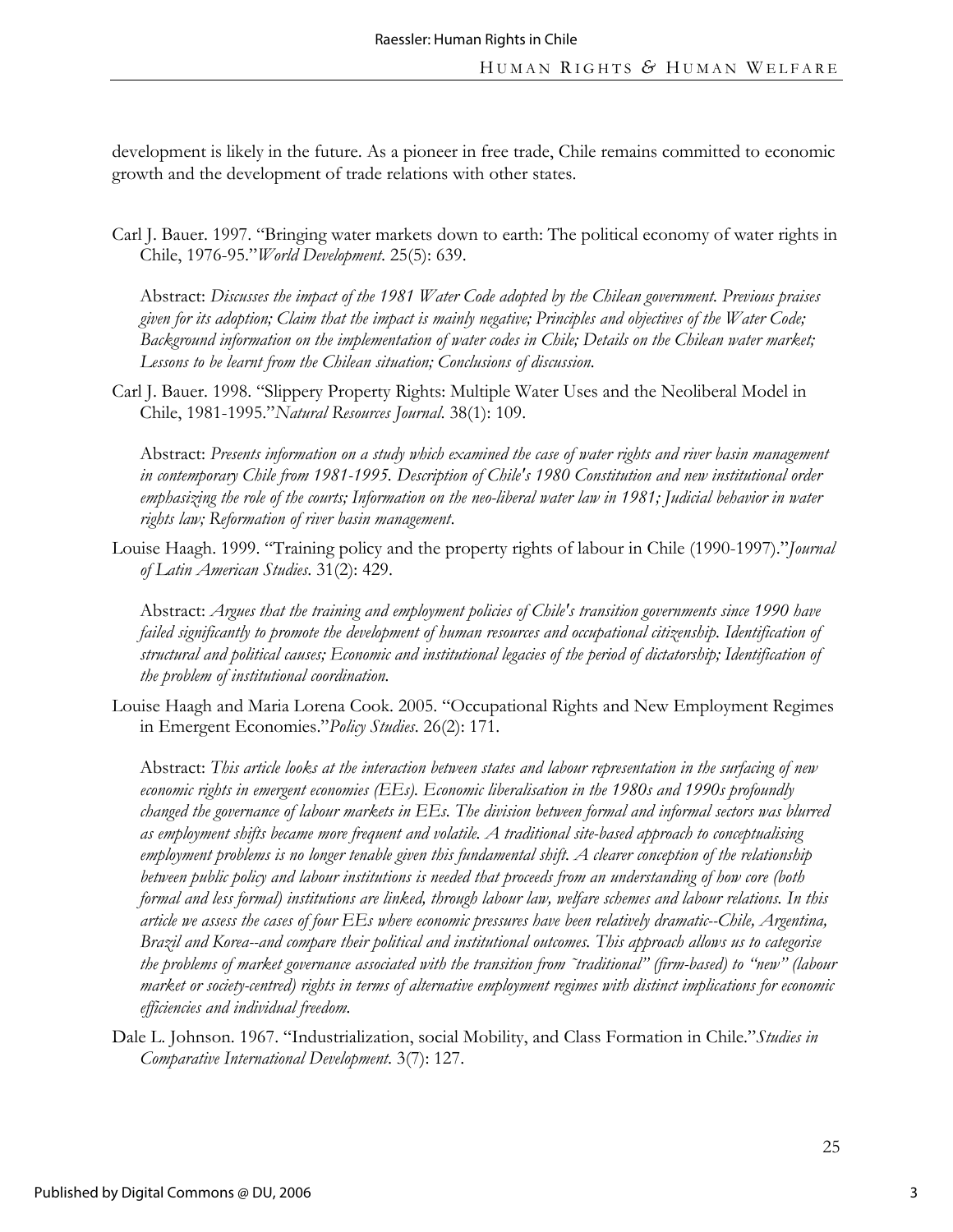development is likely in the future. As a pioneer in free trade, Chile remains committed to economic growth and the development of trade relations with other states.

Carl J. Bauer. 1997. "Bringing water markets down to earth: The political economy of water rights in Chile, 1976-95."*World Development*. 25(5): 639.

Abstract: *Discusses the impact of the 1981 Water Code adopted by the Chilean government. Previous praises given for its adoption; Claim that the impact is mainly negative; Principles and objectives of the Water Code; Background information on the implementation of water codes in Chile; Details on the Chilean water market; Lessons to be learnt from the Chilean situation; Conclusions of discussion.*

Carl J. Bauer. 1998. "Slippery Property Rights: Multiple Water Uses and the Neoliberal Model in Chile, 1981-1995."*Natural Resources Journal*. 38(1): 109.

Abstract: *Presents information on a study which examined the case of water rights and river basin management in contemporary Chile from 1981-1995. Description of Chile's 1980 Constitution and new institutional order emphasizing the role of the courts; Information on the neo-liberal water law in 1981; Judicial behavior in water rights law; Reformation of river basin management.*

Louise Haagh. 1999. "Training policy and the property rights of labour in Chile (1990-1997)."*Journal of Latin American Studies*. 31(2): 429.

Abstract: *Argues that the training and employment policies of Chile's transition governments since 1990 have failed significantly to promote the development of human resources and occupational citizenship. Identification of structural and political causes; Economic and institutional legacies of the period of dictatorship; Identification of the problem of institutional coordination.*

Louise Haagh and Maria Lorena Cook. 2005. "Occupational Rights and New Employment Regimes in Emergent Economies."*Policy Studies*. 26(2): 171.

Abstract: *This article looks at the interaction between states and labour representation in the surfacing of new economic rights in emergent economies (EEs). Economic liberalisation in the 1980s and 1990s profoundly changed the governance of labour markets in EEs. The division between formal and informal sectors was blurred as employment shifts became more frequent and volatile. A traditional site-based approach to conceptualising employment problems is no longer tenable given this fundamental shift. A clearer conception of the relationship between public policy and labour institutions is needed that proceeds from an understanding of how core (both formal and less formal) institutions are linked, through labour law, welfare schemes and labour relations. In this article we assess the cases of four EEs where economic pressures have been relatively dramatic--Chile, Argentina, Brazil and Korea--and compare their political and institutional outcomes. This approach allows us to categorise the problems of market governance associated with the transition from ˜traditional" (firm-based) to "new" (labour market or society-centred) rights in terms of alternative employment regimes with distinct implications for economic efficiencies and individual freedom.*

Dale L. Johnson. 1967. "Industrialization, social Mobility, and Class Formation in Chile."*Studies in Comparative International Development*. 3(7): 127.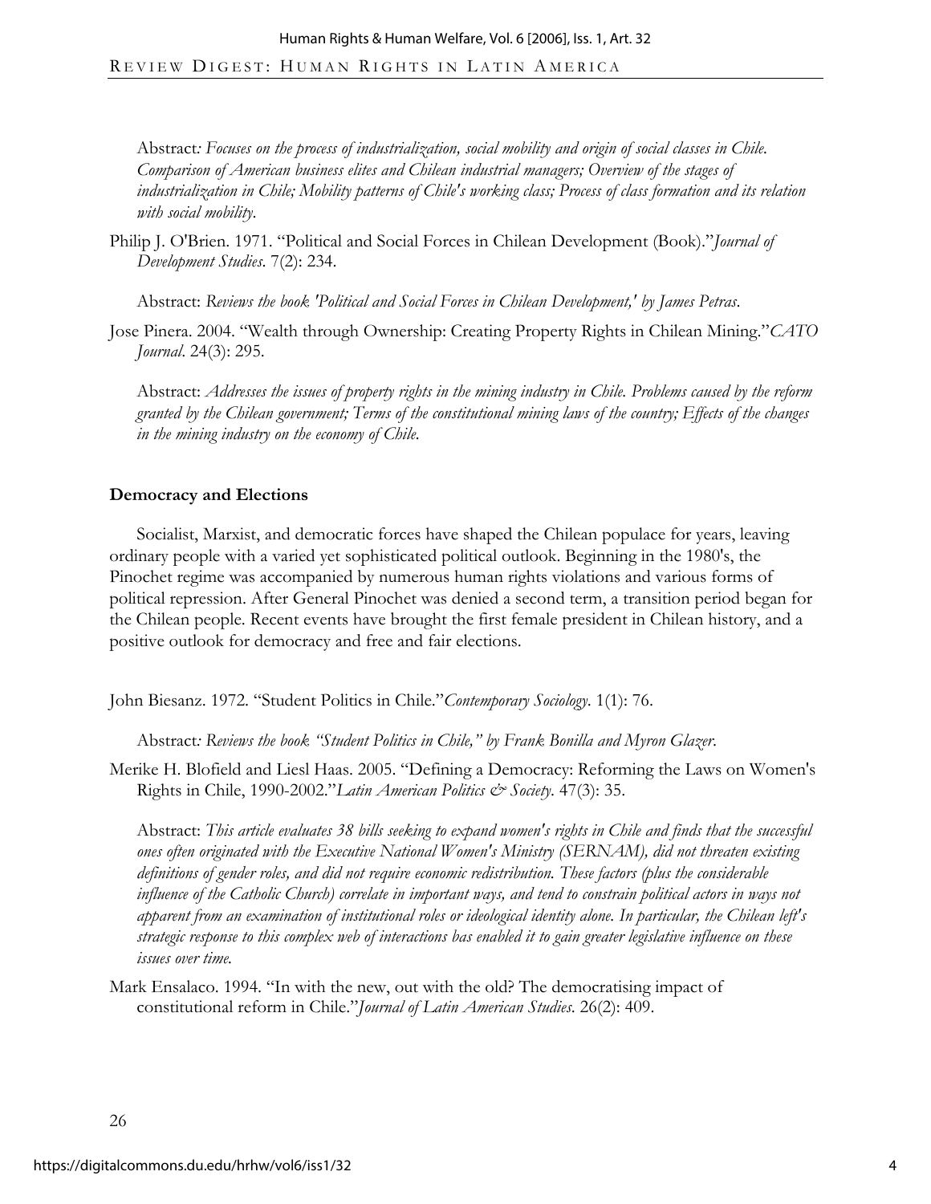Abstract*: Focuses on the process of industrialization, social mobility and origin of social classes in Chile. Comparison of American business elites and Chilean industrial managers; Overview of the stages of industrialization in Chile; Mobility patterns of Chile's working class; Process of class formation and its relation with social mobility.*

Philip J. O'Brien. 1971. "Political and Social Forces in Chilean Development (Book)."*Journal of Development Studies*. 7(2): 234.

Abstract: *Reviews the book 'Political and Social Forces in Chilean Development,' by James Petras.*

Jose Pinera. 2004. "Wealth through Ownership: Creating Property Rights in Chilean Mining."*CATO Journal*. 24(3): 295.

Abstract: *Addresses the issues of property rights in the mining industry in Chile. Problems caused by the reform granted by the Chilean government; Terms of the constitutional mining laws of the country; Effects of the changes in the mining industry on the economy of Chile.*

**Democracy and Elections**

Socialist, Marxist, and democratic forces have shaped the Chilean populace for years, leaving ordinary people with a varied yet sophisticated political outlook. Beginning in the 1980's, the Pinochet regime was accompanied by numerous human rights violations and various forms of political repression. After General Pinochet was denied a second term, a transition period began for the Chilean people. Recent events have brought the first female president in Chilean history, and a positive outlook for democracy and free and fair elections.

John Biesanz. 1972. "Student Politics in Chile."*Contemporary Sociology*. 1(1): 76.

Abstract*: Reviews the book "Student Politics in Chile," by Frank Bonilla and Myron Glazer.*

Merike H. Blofield and Liesl Haas. 2005. "Defining a Democracy: Reforming the Laws on Women's Rights in Chile, 1990-2002."*Latin American Politics & Society*. 47(3): 35.

Abstract: *This article evaluates 38 bills seeking to expand women's rights in Chile and finds that the successful ones often originated with the Executive National Women's Ministry (SERNAM), did not threaten existing definitions of gender roles, and did not require economic redistribution. These factors (plus the considerable influence of the Catholic Church) correlate in important ways, and tend to constrain political actors in ways not apparent from an examination of institutional roles or ideological identity alone. In particular, the Chilean left's strategic response to this complex web of interactions has enabled it to gain greater legislative influence on these issues over time.*

Mark Ensalaco. 1994. "In with the new, out with the old? The democratising impact of constitutional reform in Chile."*Journal of Latin American Studies*. 26(2): 409.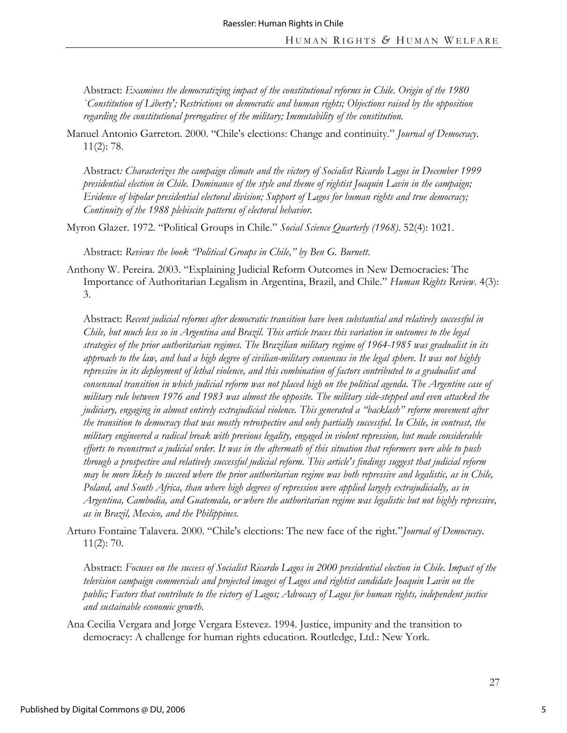Abstract: *Examines the democratizing impact of the constitutional reforms in Chile. Origin of the 1980 `Constitution of Liberty'; Restrictions on democratic and human rights; Objections raised by the opposition regarding the constitutional prerogatives of the military; Immutability of the constitution.*

Manuel Antonio Garreton. 2000. "Chile's elections: Change and continuity." *Journal of Democracy*. 11(2): 78.

Abstract*: Characterizes the campaign climate and the victory of Socialist Ricardo Lagos in December 1999 presidential election in Chile. Dominance of the style and theme of rightist Joaquin Lavin in the campaign; Evidence of bipolar presidential electoral division; Support of Lagos for human rights and true democracy; Continuity of the 1988 plebiscite patterns of electoral behavior.*

Myron Glazer. 1972. "Political Groups in Chile." *Social Science Quarterly (1968)*. 52(4): 1021.

Abstract: *Reviews the book "Political Groups in Chile," by Ben G. Burnett.*

Anthony W. Pereira. 2003. "Explaining Judicial Reform Outcomes in New Democracies: The Importance of Authoritarian Legalism in Argentina, Brazil, and Chile." *Human Rights Review*. 4(3): 3.

Abstract: *Recent judicial reforms after democratic transition have been substantial and relatively successful in Chile, but much less so in Argentina and Brazil. This article traces this variation in outcomes to the legal strategies of the prior authoritarian regimes. The Brazilian military regime of 1964-1985 was gradualist in its approach to the law, and had a high degree of civilian-military consensus in the legal sphere. It was not highly repressive in its deployment of lethal violence, and this combination of factors contributed to a gradualist and consensual transition in which judicial reform was not placed high on the political agenda. The Argentine case of military rule between 1976 and 1983 was almost the opposite. The military side-stepped and even attacked the judiciary, engaging in almost entirely extrajudicial violence. This generated a "backlash" reform movement after the transition to democracy that was mostly retrospective and only partially successful. In Chile, in contrast, the military engineered a radical break with previous legality, engaged in violent repression, but made considerable efforts to reconstruct a judicial order. It was in the aftermath of this situation that reformers were able to push through a prospective and relatively successful judicial reform. This article's findings suggest that judicial reform may be more likely to succeed where the prior authoritarian regime was both repressive and legalistic, as in Chile, Poland, and South Africa, than where high degrees of repression were applied largely extrajudicially, as in Argentina, Cambodia, and Guatemala, or where the authoritarian regime was legalistic but not highly repressive, as in Brazil, Mexico, and the Philippines.*

Arturo Fontaine Talavera. 2000. "Chile's elections: The new face of the right."*Journal of Democracy*. 11(2): 70.

Abstract: *Focuses on the success of Socialist Ricardo Lagos in 2000 presidential election in Chile. Impact of the television campaign commercials and projected images of Lagos and rightist candidate Joaquin Lavin on the public; Factors that contribute to the victory of Lagos; Advocacy of Lagos for human rights, independent justice and sustainable economic growth.*

Ana Cecilia Vergara and Jorge Vergara Estevez. 1994. Justice, impunity and the transition to democracy: A challenge for human rights education. Routledge, Ltd.: New York.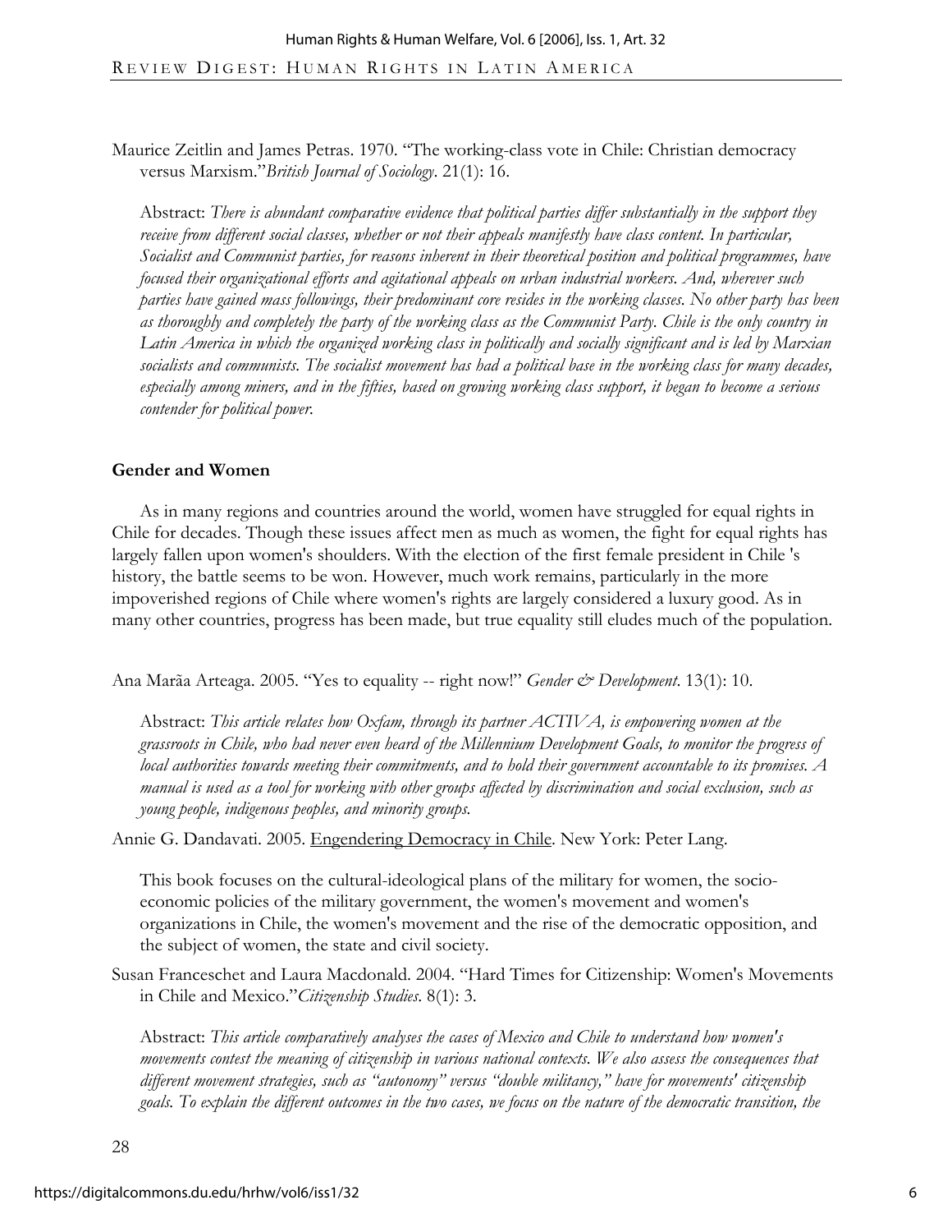Maurice Zeitlin and James Petras. 1970. "The working-class vote in Chile: Christian democracy versus Marxism."*British Journal of Sociology*. 21(1): 16.

Abstract: *There is abundant comparative evidence that political parties differ substantially in the support they receive from different social classes, whether or not their appeals manifestly have class content. In particular, Socialist and Communist parties, for reasons inherent in their theoretical position and political programmes, have focused their organizational efforts and agitational appeals on urban industrial workers. And, wherever such parties have gained mass followings, their predominant core resides in the working classes. No other party has been as thoroughly and completely the party of the working class as the Communist Party. Chile is the only country in Latin America in which the organized working class in politically and socially significant and is led by Marxian socialists and communists. The socialist movement has had a political base in the working class for many decades, especially among miners, and in the fifties, based on growing working class support, it began to become a serious contender for political power.*

## Gender and Women

As in many regions and countries around the world, women have struggled for equal rights in Chile for decades. Though these issues affect men as much as women, the fight for equal rights has largely fallen upon women's shoulders. With the election of the first female president in Chile 's history, the battle seems to be won. However, much work remains, particularly in the more impoverished regions of Chile where women's rights are largely considered a luxury good. As in many other countries, progress has been made, but true equality still eludes much of the population.

Ana Marãa Arteaga. 2005. "Yes to equality -- right now!" *Gender & Development*. 13(1): 10.

Abstract: *This article relates how Oxfam, through its partner ACTIVA, is empowering women at the grassroots in Chile, who had never even heard of the Millennium Development Goals, to monitor the progress of local authorities towards meeting their commitments, and to hold their government accountable to its promises. A manual is used as a tool for working with other groups affected by discrimination and social exclusion, such as young people, indigenous peoples, and minority groups.*

Annie G. Dandavati. 2005. Engendering Democracy in Chile. New York: Peter Lang.

This book focuses on the cultural-ideological plans of the military for women, the socio-economic policies of the military government, the women's movement and women's organizations in Chile, the women's movement and the rise of the democratic opposition, and the subject of women, the state and civil society.

Susan Franceschet and Laura Macdonald. 2004. "Hard Times for Citizenship: Women's Movements in Chile and Mexico."*Citizenship Studies*. 8(1): 3.

Abstract: *This article comparatively analyses the cases of Mexico and Chile to understand how women's movements contest the meaning of citizenship in various national contexts. We also assess the consequences that different movement strategies, such as "autonomy" versus "double militancy," have for movements' citizenship goals. To explain the different outcomes in the two cases, we focus on the nature of the democratic transition, the*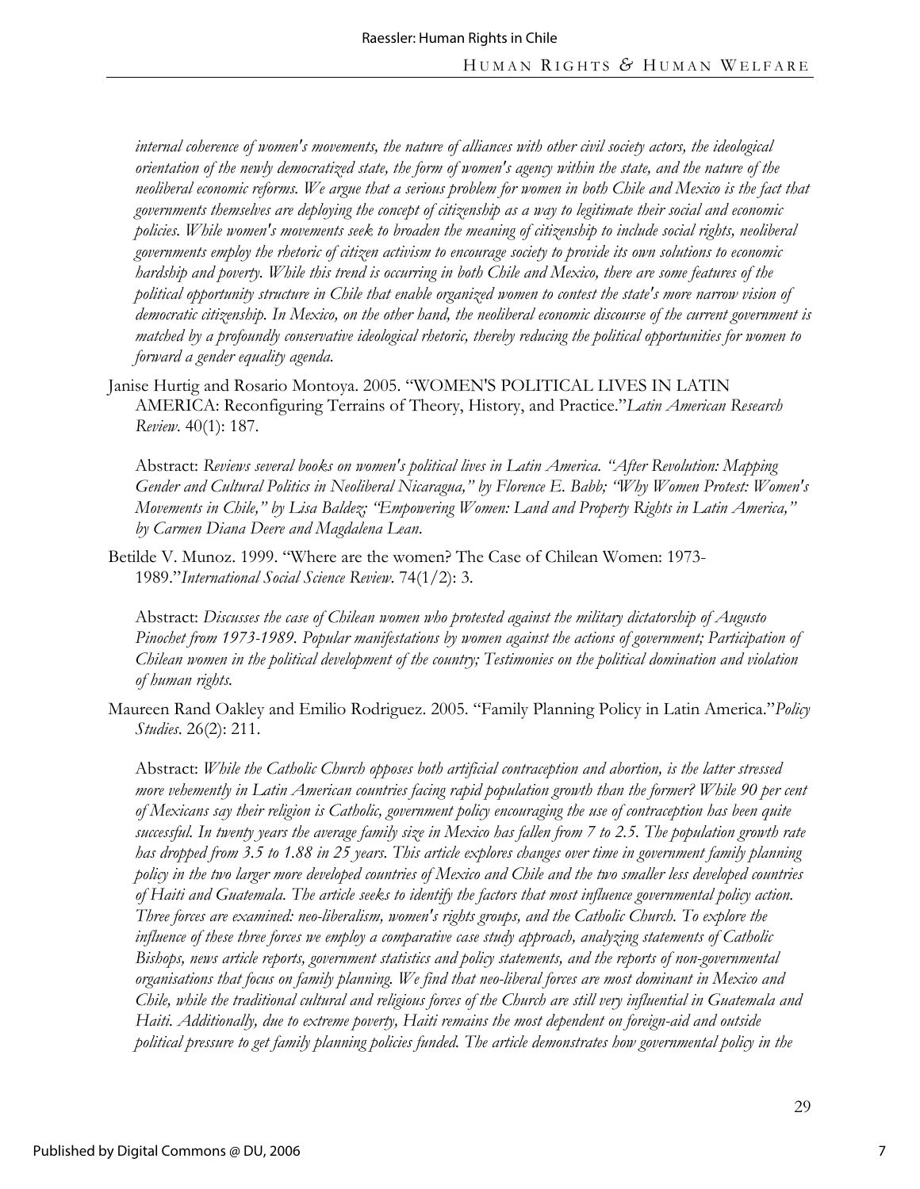*internal coherence of women's movements, the nature of alliances with other civil society actors, the ideological orientation of the newly democratized state, the form of women's agency within the state, and the nature of the neoliberal economic reforms. We argue that a serious problem for women in both Chile and Mexico is the fact that governments themselves are deploying the concept of citizenship as a way to legitimate their social and economic policies. While women's movements seek to broaden the meaning of citizenship to include social rights, neoliberal governments employ the rhetoric of citizen activism to encourage society to provide its own solutions to economic hardship and poverty. While this trend is occurring in both Chile and Mexico, there are some features of the political opportunity structure in Chile that enable organized women to contest the state's more narrow vision of democratic citizenship. In Mexico, on the other hand, the neoliberal economic discourse of the current government is matched by a profoundly conservative ideological rhetoric, thereby reducing the political opportunities for women to forward a gender equality agenda.*

Janise Hurtig and Rosario Montoya. 2005. "WOMEN'S POLITICAL LIVES IN LATIN AMERICA: Reconfiguring Terrains of Theory, History, and Practice."*Latin American Research Review*. 40(1): 187.

Abstract: *Reviews several books on women's political lives in Latin America. "After Revolution: Mapping Gender and Cultural Politics in Neoliberal Nicaragua," by Florence E. Babb; "Why Women Protest: Women's Movements in Chile," by Lisa Baldez; "Empowering Women: Land and Property Rights in Latin America," by Carmen Diana Deere and Magdalena Lean.*

Betilde V. Munoz. 1999. "Where are the women? The Case of Chilean Women: 1973-1989."*International Social Science Review*. 74(1/2): 3.

Abstract: *Discusses the case of Chilean women who protested against the military dictatorship of Augusto Pinochet from 1973-1989. Popular manifestations by women against the actions of government; Participation of Chilean women in the political development of the country; Testimonies on the political domination and violation of human rights.*

Maureen Rand Oakley and Emilio Rodriguez. 2005. "Family Planning Policy in Latin America."*Policy Studies*. 26(2): 211.

Abstract: *While the Catholic Church opposes both artificial contraception and abortion, is the latter stressed more vehemently in Latin American countries facing rapid population growth than the former? While 90 per cent of Mexicans say their religion is Catholic, government policy encouraging the use of contraception has been quite successful. In twenty years the average family size in Mexico has fallen from 7 to 2.5. The population growth rate has dropped from 3.5 to 1.88 in 25 years. This article explores changes over time in government family planning policy in the two larger more developed countries of Mexico and Chile and the two smaller less developed countries of Haiti and Guatemala. The article seeks to identify the factors that most influence governmental policy action. Three forces are examined: neo-liberalism, women's rights groups, and the Catholic Church. To explore the influence of these three forces we employ a comparative case study approach, analyzing statements of Catholic Bishops, news article reports, government statistics and policy statements, and the reports of non-governmental organisations that focus on family planning. We find that neo-liberal forces are most dominant in Mexico and Chile, while the traditional cultural and religious forces of the Church are still very influential in Guatemala and Haiti. Additionally, due to extreme poverty, Haiti remains the most dependent on foreign-aid and outside political pressure to get family planning policies funded. The article demonstrates how governmental policy in the*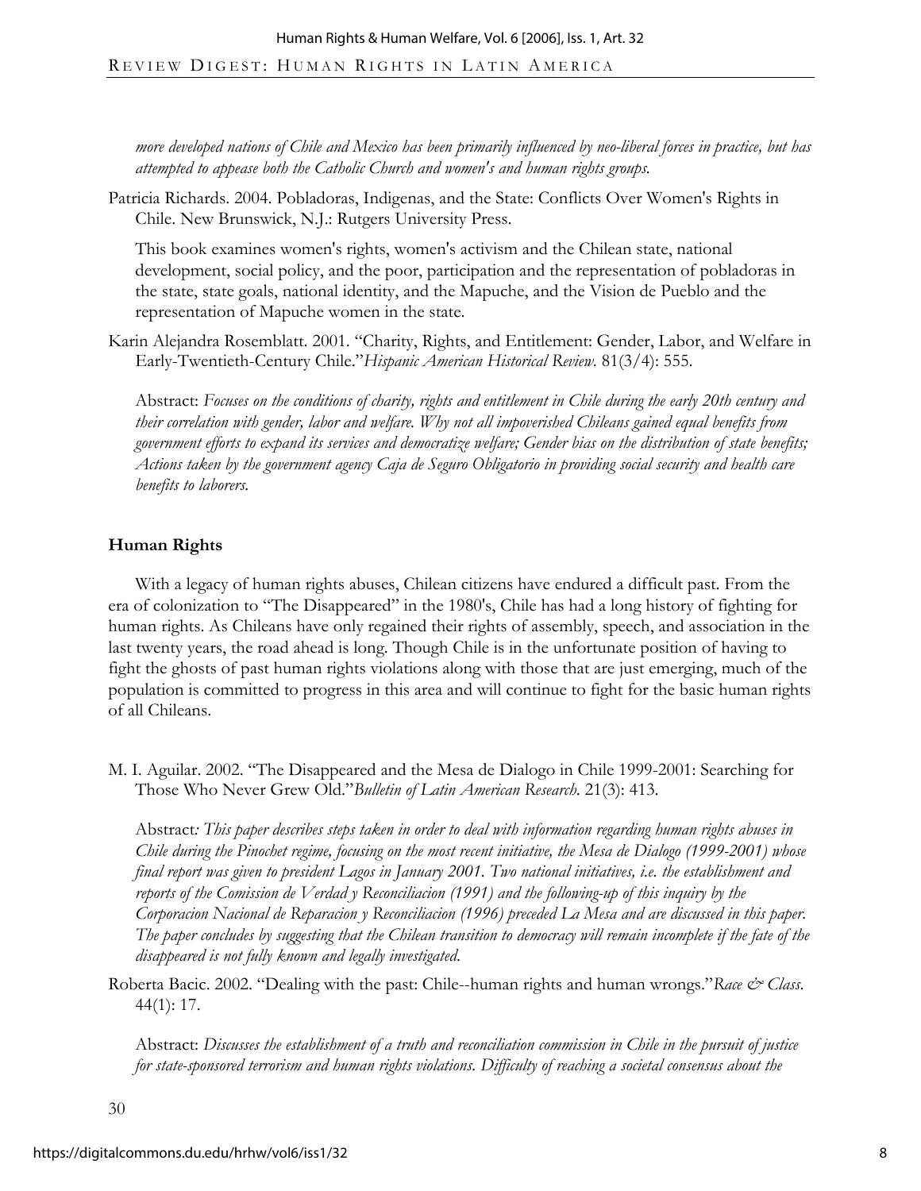*more developed nations of Chile and Mexico has been primarily influenced by neo-liberal forces in practice, but has attempted to appease both the Catholic Church and women's and human rights groups.*

Patricia Richards. 2004. Pobladoras, Indigenas, and the State: Conflicts Over Women's Rights in Chile. New Brunswick, N.J.: Rutgers University Press.

This book examines women's rights, women's activism and the Chilean state, national development, social policy, and the poor, participation and the representation of pobladoras in the state, state goals, national identity, and the Mapuche, and the Vision de Pueblo and the representation of Mapuche women in the state.

Karin Alejandra Rosemblatt. 2001. "Charity, Rights, and Entitlement: Gender, Labor, and Welfare in Early-Twentieth-Century Chile."*Hispanic American Historical Review*. 81(3/4): 555.

Abstract: *Focuses on the conditions of charity, rights and entitlement in Chile during the early 20th century and their correlation with gender, labor and welfare. Why not all impoverished Chileans gained equal benefits from government efforts to expand its services and democratize welfare; Gender bias on the distribution of state benefits; Actions taken by the government agency Caja de Seguro Obligatorio in providing social security and health care benefits to laborers.*

## Human Rights

With a legacy of human rights abuses, Chilean citizens have endured a difficult past. From the era of colonization to "The Disappeared" in the 1980's, Chile has had a long history of fighting for human rights. As Chileans have only regained their rights of assembly, speech, and association in the last twenty years, the road ahead is long. Though Chile is in the unfortunate position of having to fight the ghosts of past human rights violations along with those that are just emerging, much of the population is committed to progress in this area and will continue to fight for the basic human rights of all Chileans.

M. I. Aguilar. 2002. "The Disappeared and the Mesa de Dialogo in Chile 1999-2001: Searching for Those Who Never Grew Old."*Bulletin of Latin American Research*. 21(3): 413.

Abstract*: This paper describes steps taken in order to deal with information regarding human rights abuses in Chile during the Pinochet regime, focusing on the most recent initiative, the Mesa de Dialogo (1999-2001) whose final report was given to president Lagos in January 2001. Two national initiatives, i.e. the establishment and reports of the Comission de Verdad y Reconciliacion (1991) and the following-up of this inquiry by the Corporacion Nacional de Reparacion y Reconciliacion (1996) preceded La Mesa and are discussed in this paper. The paper concludes by suggesting that the Chilean transition to democracy will remain incomplete if the fate of the disappeared is not fully known and legally investigated.*

Roberta Bacic. 2002. "Dealing with the past: Chile--human rights and human wrongs."*Race & Class*. 44(1): 17.

Abstract: *Discusses the establishment of a truth and reconciliation commission in Chile in the pursuit of justice for state-sponsored terrorism and human rights violations. Difficulty of reaching a societal consensus about the*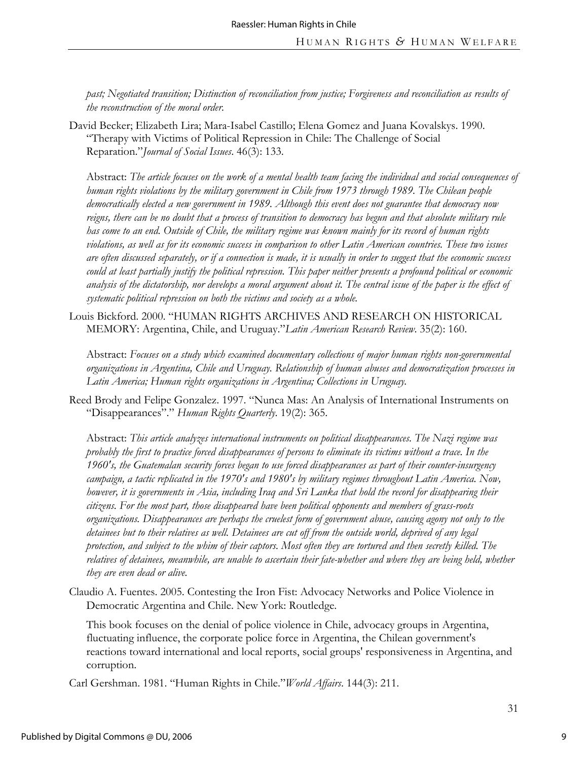*past; Negotiated transition; Distinction of reconciliation from justice; Forgiveness and reconciliation as results of the reconstruction of the moral order.*

David Becker; Elizabeth Lira; Mara-Isabel Castillo; Elena Gomez and Juana Kovalskys. 1990. "Therapy with Victims of Political Repression in Chile: The Challenge of Social Reparation."*Journal of Social Issues*. 46(3): 133.

Abstract: *The article focuses on the work of a mental health team facing the individual and social consequences of human rights violations by the military government in Chile from 1973 through 1989. The Chilean people democratically elected a new government in 1989. Although this event does not guarantee that democracy now reigns, there can be no doubt that a process of transition to democracy has begun and that absolute military rule has come to an end. Outside of Chile, the military regime was known mainly for its record of human rights violations, as well as for its economic success in comparison to other Latin American countries. These two issues are often discussed separately, or if a connection is made, it is usually in order to suggest that the economic success could at least partially justify the political repression. This paper neither presents a profound political or economic analysis of the dictatorship, nor develops a moral argument about it. The central issue of the paper is the effect of systematic political repression on both the victims and society as a whole.*

Louis Bickford. 2000. "HUMAN RIGHTS ARCHIVES AND RESEARCH ON HISTORICAL MEMORY: Argentina, Chile, and Uruguay."*Latin American Research Review*. 35(2): 160.

Abstract: *Focuses on a study which examined documentary collections of major human rights non-governmental organizations in Argentina, Chile and Uruguay. Relationship of human abuses and democratization processes in Latin America; Human rights organizations in Argentina; Collections in Uruguay.*

Reed Brody and Felipe Gonzalez. 1997. "Nunca Mas: An Analysis of International Instruments on "Disappearances"." *Human Rights Quarterly*. 19(2): 365.

Abstract: *This article analyzes international instruments on political disappearances. The Nazi regime was probably the first to practice forced disappearances of persons to eliminate its victims without a trace. In the 1960's, the Guatemalan security forces began to use forced disappearances as part of their counter-insurgency campaign, a tactic replicated in the 1970's and 1980's by military regimes throughout Latin America. Now, however, it is governments in Asia, including Iraq and Sri Lanka that hold the record for disappearing their citizens. For the most part, those disappeared have been political opponents and members of grass-roots organizations. Disappearances are perhaps the cruelest form of government abuse, causing agony not only to the detainees but to their relatives as well. Detainees are cut off from the outside world, deprived of any legal protection, and subject to the whim of their captors. Most often they are tortured and then secretly killed. The relatives of detainees, meanwhile, are unable to ascertain their fate-whether and where they are being held, whether they are even dead or alive.*

Claudio A. Fuentes. 2005. Contesting the Iron Fist: Advocacy Networks and Police Violence in Democratic Argentina and Chile. New York: Routledge.

This book focuses on the denial of police violence in Chile, advocacy groups in Argentina, fluctuating influence, the corporate police force in Argentina, the Chilean government's reactions toward international and local reports, social groups' responsiveness in Argentina, and corruption.

Carl Gershman. 1981. "Human Rights in Chile."*World Affairs*. 144(3): 211.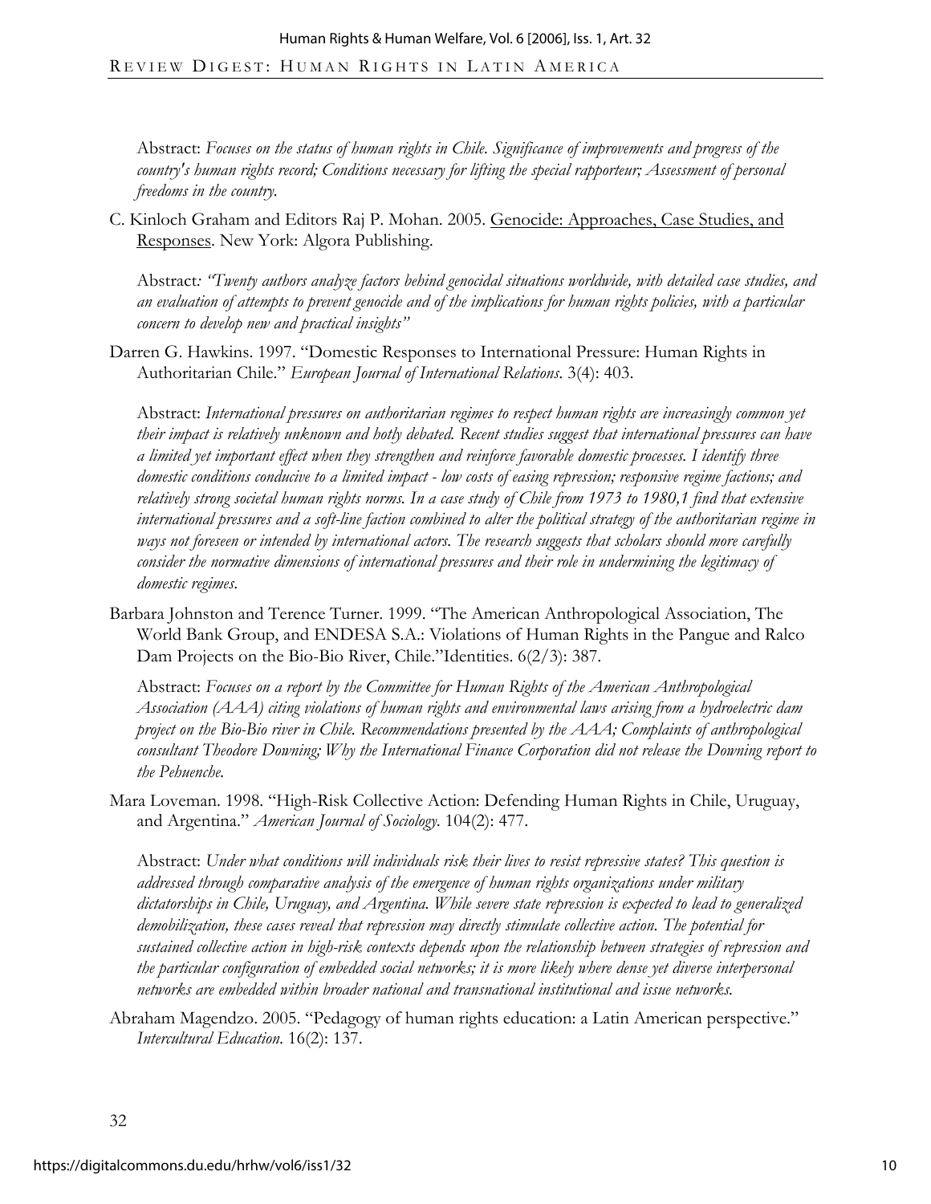Abstract: *Focuses on the status of human rights in Chile. Significance of improvements and progress of the country's human rights record; Conditions necessary for lifting the special rapporteur; Assessment of personal freedoms in the country.*

C. Kinloch Graham and Editors Raj P. Mohan. 2005. Genocide: Approaches, Case Studies, and Responses. New York: Algora Publishing.

Abstract*: "Twenty authors analyze factors behind genocidal situations worldwide, with detailed case studies, and an evaluation of attempts to prevent genocide and of the implications for human rights policies, with a particular concern to develop new and practical insights"*

Darren G. Hawkins. 1997. "Domestic Responses to International Pressure: Human Rights in Authoritarian Chile." *European Journal of International Relations*. 3(4): 403.

Abstract: *International pressures on authoritarian regimes to respect human rights are increasingly common yet their impact is relatively unknown and hotly debated. Recent studies suggest that international pressures can have a limited yet important effect when they strengthen and reinforce favorable domestic processes. I identify three domestic conditions conducive to a limited impact - low costs of easing repression; responsive regime factions; and relatively strong societal human rights norms. In a case study of Chile from 1973 to 1980,1 find that extensive international pressures and a soft-line faction combined to alter the political strategy of the authoritarian regime in ways not foreseen or intended by international actors. The research suggests that scholars should more carefully consider the normative dimensions of international pressures and their role in undermining the legitimacy of domestic regimes.*

Barbara Johnston and Terence Turner. 1999. "The American Anthropological Association, The World Bank Group, and ENDESA S.A.: Violations of Human Rights in the Pangue and Ralco Dam Projects on the Bio-Bio River, Chile."Identities. 6(2/3): 387.

Abstract: *Focuses on a report by the Committee for Human Rights of the American Anthropological Association (AAA) citing violations of human rights and environmental laws arising from a hydroelectric dam project on the Bio-Bio river in Chile. Recommendations presented by the AAA; Complaints of anthropological consultant Theodore Downing; Why the International Finance Corporation did not release the Downing report to the Pehuenche.*

Mara Loveman. 1998. "High-Risk Collective Action: Defending Human Rights in Chile, Uruguay, and Argentina." *American Journal of Sociology*. 104(2): 477.

Abstract: *Under what conditions will individuals risk their lives to resist repressive states? This question is addressed through comparative analysis of the emergence of human rights organizations under military dictatorships in Chile, Uruguay, and Argentina. While severe state repression is expected to lead to generalized demobilization, these cases reveal that repression may directly stimulate collective action. The potential for sustained collective action in high-risk contexts depends upon the relationship between strategies of repression and the particular configuration of embedded social networks; it is more likely where dense yet diverse interpersonal networks are embedded within broader national and transnational institutional and issue networks.*

Abraham Magendzo. 2005. "Pedagogy of human rights education: a Latin American perspective." *Intercultural Education*. 16(2): 137.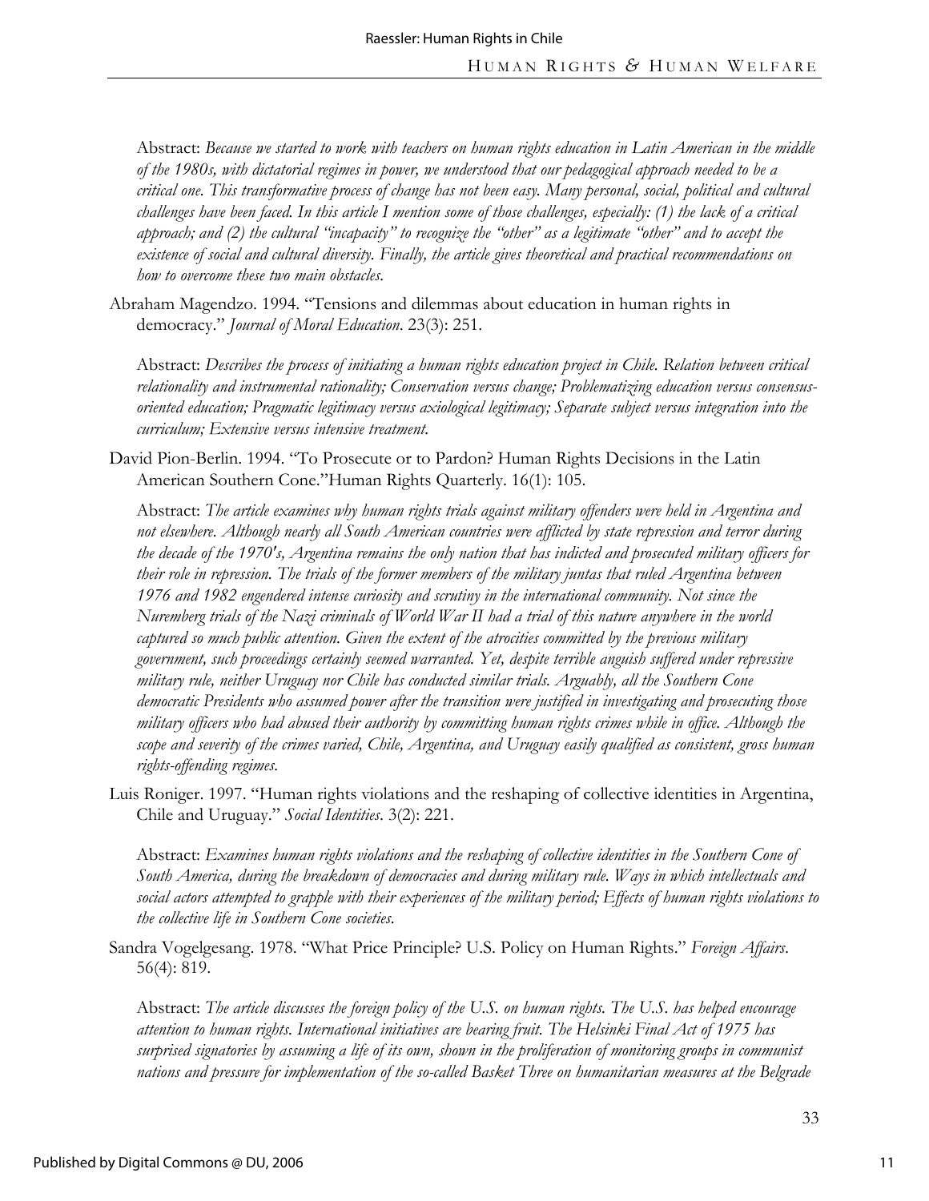Abstract: *Because we started to work with teachers on human rights education in Latin American in the middle of the 1980s, with dictatorial regimes in power, we understood that our pedagogical approach needed to be a critical one. This transformative process of change has not been easy. Many personal, social, political and cultural challenges have been faced. In this article I mention some of those challenges, especially: (1) the lack of a critical approach; and (2) the cultural "incapacity" to recognize the "other" as a legitimate "other" and to accept the existence of social and cultural diversity. Finally, the article gives theoretical and practical recommendations on how to overcome these two main obstacles.*

Abraham Magendzo. 1994. "Tensions and dilemmas about education in human rights in democracy." *Journal of Moral Education*. 23(3): 251.

Abstract: *Describes the process of initiating a human rights education project in Chile. Relation between critical relationality and instrumental rationality; Conservation versus change; Problematizing education versus consensus-oriented education; Pragmatic legitimacy versus axiological legitimacy; Separate subject versus integration into the curriculum; Extensive versus intensive treatment.*

David Pion-Berlin. 1994. "To Prosecute or to Pardon? Human Rights Decisions in the Latin American Southern Cone."Human Rights Quarterly. 16(1): 105.

Abstract: *The article examines why human rights trials against military offenders were held in Argentina and not elsewhere. Although nearly all South American countries were afflicted by state repression and terror during the decade of the 1970's, Argentina remains the only nation that has indicted and prosecuted military officers for their role in repression. The trials of the former members of the military juntas that ruled Argentina between 1976 and 1982 engendered intense curiosity and scrutiny in the international community. Not since the Nuremberg trials of the Nazi criminals of World War II had a trial of this nature anywhere in the world captured so much public attention. Given the extent of the atrocities committed by the previous military government, such proceedings certainly seemed warranted. Yet, despite terrible anguish suffered under repressive military rule, neither Uruguay nor Chile has conducted similar trials. Arguably, all the Southern Cone democratic Presidents who assumed power after the transition were justified in investigating and prosecuting those military officers who had abused their authority by committing human rights crimes while in office. Although the scope and severity of the crimes varied, Chile, Argentina, and Uruguay easily qualified as consistent, gross human rights-offending regimes.*

Luis Roniger. 1997. "Human rights violations and the reshaping of collective identities in Argentina, Chile and Uruguay." *Social Identities*. 3(2): 221.

Abstract: *Examines human rights violations and the reshaping of collective identities in the Southern Cone of South America, during the breakdown of democracies and during military rule. Ways in which intellectuals and social actors attempted to grapple with their experiences of the military period; Effects of human rights violations to the collective life in Southern Cone societies.*

Sandra Vogelgesang. 1978. "What Price Principle? U.S. Policy on Human Rights." *Foreign Affairs*. 56(4): 819.

Abstract: *The article discusses the foreign policy of the U.S. on human rights. The U.S. has helped encourage attention to human rights. International initiatives are bearing fruit. The Helsinki Final Act of 1975 has surprised signatories by assuming a life of its own, shown in the proliferation of monitoring groups in communist nations and pressure for implementation of the so-called Basket Three on humanitarian measures at the Belgrade*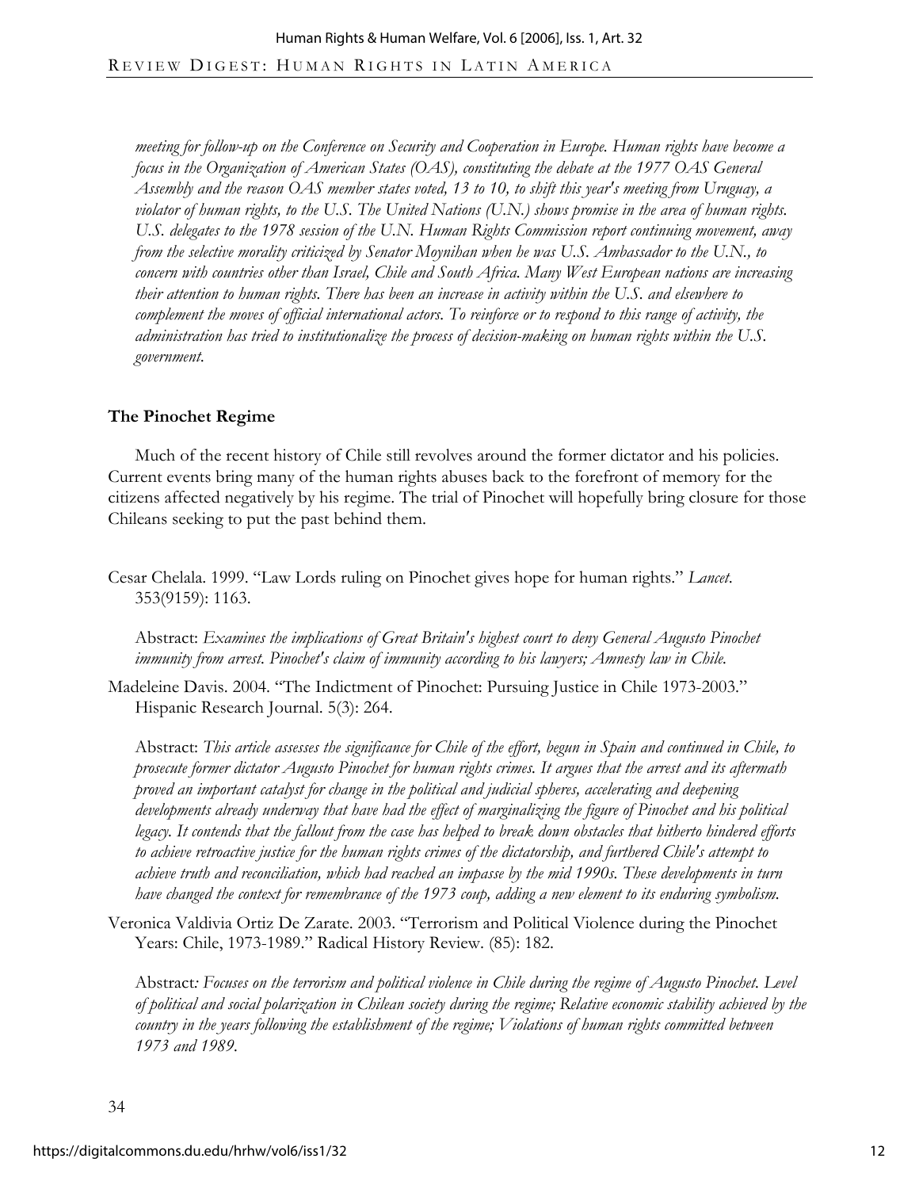*meeting for follow-up on the Conference on Security and Cooperation in Europe. Human rights have become a focus in the Organization of American States (OAS), constituting the debate at the 1977 OAS General Assembly and the reason OAS member states voted, 13 to 10, to shift this year's meeting from Uruguay, a violator of human rights, to the U.S. The United Nations (U.N.) shows promise in the area of human rights. U.S. delegates to the 1978 session of the U.N. Human Rights Commission report continuing movement, away from the selective morality criticized by Senator Moynihan when he was U.S. Ambassador to the U.N., to concern with countries other than Israel, Chile and South Africa. Many West European nations are increasing their attention to human rights. There has been an increase in activity within the U.S. and elsewhere to complement the moves of official international actors. To reinforce or to respond to this range of activity, the administration has tried to institutionalize the process of decision-making on human rights within the U.S. government.*

**The Pinochet Regime**

Much of the recent history of Chile still revolves around the former dictator and his policies. Current events bring many of the human rights abuses back to the forefront of memory for the citizens affected negatively by his regime. The trial of Pinochet will hopefully bring closure for those Chileans seeking to put the past behind them.

Cesar Chelala. 1999. "Law Lords ruling on Pinochet gives hope for human rights." *Lancet*. 353(9159): 1163.

Abstract: *Examines the implications of Great Britain's highest court to deny General Augusto Pinochet immunity from arrest. Pinochet's claim of immunity according to his lawyers; Amnesty law in Chile.*

Madeleine Davis. 2004. "The Indictment of Pinochet: Pursuing Justice in Chile 1973-2003." Hispanic Research Journal. 5(3): 264.

Abstract: *This article assesses the significance for Chile of the effort, begun in Spain and continued in Chile, to prosecute former dictator Augusto Pinochet for human rights crimes. It argues that the arrest and its aftermath proved an important catalyst for change in the political and judicial spheres, accelerating and deepening developments already underway that have had the effect of marginalizing the figure of Pinochet and his political legacy. It contends that the fallout from the case has helped to break down obstacles that hitherto hindered efforts to achieve retroactive justice for the human rights crimes of the dictatorship, and furthered Chile's attempt to achieve truth and reconciliation, which had reached an impasse by the mid 1990s. These developments in turn have changed the context for remembrance of the 1973 coup, adding a new element to its enduring symbolism.*

Veronica Valdivia Ortiz De Zarate. 2003. "Terrorism and Political Violence during the Pinochet Years: Chile, 1973-1989." Radical History Review. (85): 182.

Abstract*: Focuses on the terrorism and political violence in Chile during the regime of Augusto Pinochet. Level of political and social polarization in Chilean society during the regime; Relative economic stability achieved by the country in the years following the establishment of the regime; Violations of human rights committed between 1973 and 1989.*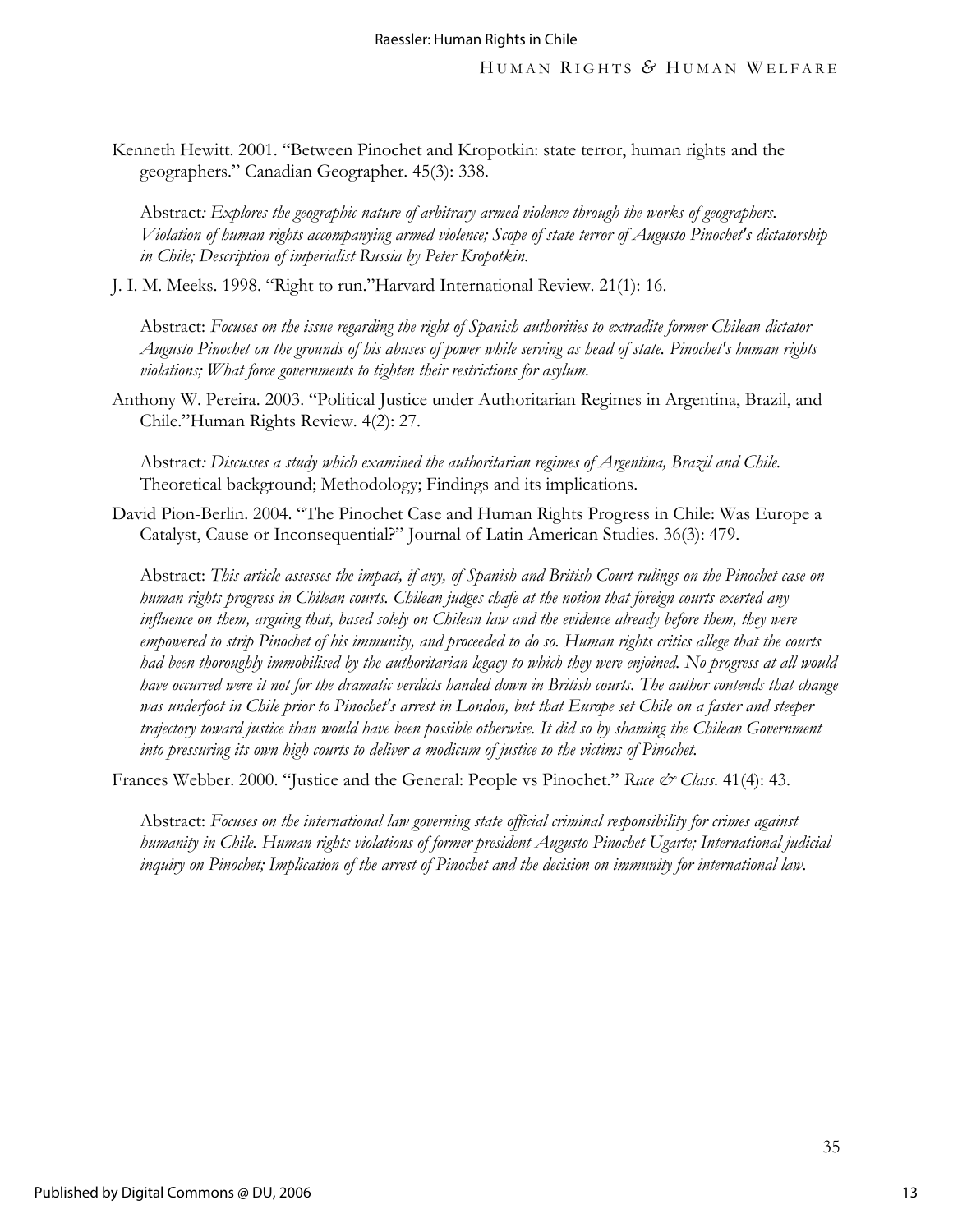Kenneth Hewitt. 2001. "Between Pinochet and Kropotkin: state terror, human rights and the geographers." Canadian Geographer. 45(3): 338.

Abstract*: Explores the geographic nature of arbitrary armed violence through the works of geographers. Violation of human rights accompanying armed violence; Scope of state terror of Augusto Pinochet's dictatorship in Chile; Description of imperialist Russia by Peter Kropotkin.*

J. I. M. Meeks. 1998. "Right to run."Harvard International Review. 21(1): 16.

Abstract: *Focuses on the issue regarding the right of Spanish authorities to extradite former Chilean dictator Augusto Pinochet on the grounds of his abuses of power while serving as head of state. Pinochet's human rights violations; What force governments to tighten their restrictions for asylum.*

Anthony W. Pereira. 2003. "Political Justice under Authoritarian Regimes in Argentina, Brazil, and Chile."Human Rights Review. 4(2): 27.

Abstract*: Discusses a study which examined the authoritarian regimes of Argentina, Brazil and Chile.* Theoretical background; Methodology; Findings and its implications.

David Pion-Berlin. 2004. "The Pinochet Case and Human Rights Progress in Chile: Was Europe a Catalyst, Cause or Inconsequential?" Journal of Latin American Studies. 36(3): 479.

Abstract: *This article assesses the impact, if any, of Spanish and British Court rulings on the Pinochet case on human rights progress in Chilean courts. Chilean judges chafe at the notion that foreign courts exerted any influence on them, arguing that, based solely on Chilean law and the evidence already before them, they were empowered to strip Pinochet of his immunity, and proceeded to do so. Human rights critics allege that the courts had been thoroughly immobilised by the authoritarian legacy to which they were enjoined. No progress at all would have occurred were it not for the dramatic verdicts handed down in British courts. The author contends that change was underfoot in Chile prior to Pinochet's arrest in London, but that Europe set Chile on a faster and steeper trajectory toward justice than would have been possible otherwise. It did so by shaming the Chilean Government into pressuring its own high courts to deliver a modicum of justice to the victims of Pinochet.*

Frances Webber. 2000. "Justice and the General: People vs Pinochet." *Race & Class*. 41(4): 43.

Abstract: *Focuses on the international law governing state official criminal responsibility for crimes against humanity in Chile. Human rights violations of former president Augusto Pinochet Ugarte; International judicial inquiry on Pinochet; Implication of the arrest of Pinochet and the decision on immunity for international law.*